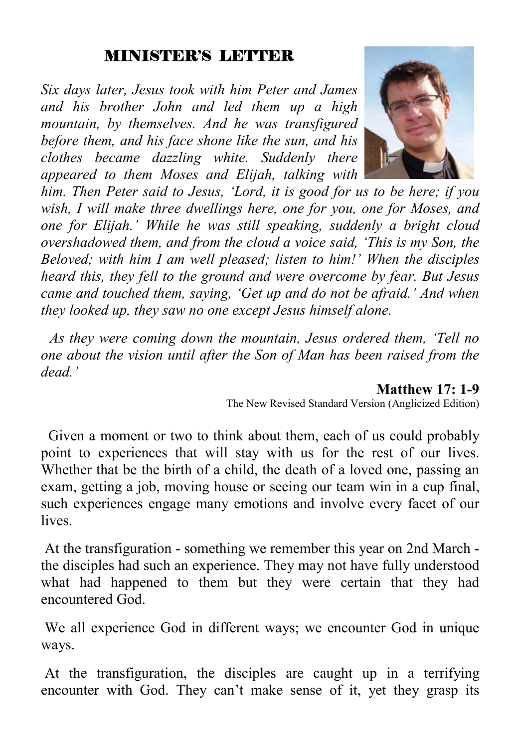## MINISTER'S LETTER

*Six days later, Jesus took with him Peter and James and his brother John and led them up a high mountain, by themselves. And he was transfigured before them, and his face shone like the sun, and his clothes became dazzling white. Suddenly there appeared to them Moses and Elijah, talking with him. Then Peter said to Jesus, 'Lord, it is good for us to be here; if you wish, I will make three dwellings here, one for you, one for Moses, and one for Elijah.' While he was still speaking, suddenly a bright cloud overshadowed them, and from the cloud a voice said, 'This is my Son, the Beloved; with him I am well pleased; listen to him!' When the disciples heard this, they fell to the ground and were overcome by fear. But Jesus came and touched them, saying, 'Get up and do not be afraid.' And when they looked up, they saw no one except Jesus himself alone.*

*As they were coming down the mountain, Jesus ordered them, 'Tell no one about the vision until after the Son of Man has been raised from the dead.'*

**Matthew 17: 1-9**
The New Revised Standard Version (Anglicized Edition)

Given a moment or two to think about them, each of us could probably point to experiences that will stay with us for the rest of our lives. Whether that be the birth of a child, the death of a loved one, passing an exam, getting a job, moving house or seeing our team win in a cup final, such experiences engage many emotions and involve every facet of our lives.

At the transfiguration - something we remember this year on 2nd March - the disciples had such an experience. They may not have fully understood what had happened to them but they were certain that they had encountered God.

We all experience God in different ways; we encounter God in unique ways.

At the transfiguration, the disciples are caught up in a terrifying encounter with God. They can't make sense of it, yet they grasp its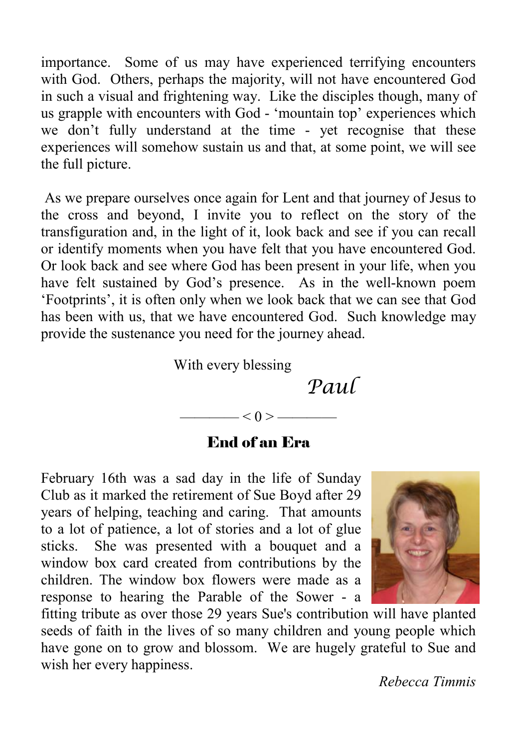importance. Some of us may have experienced terrifying encounters with God. Others, perhaps the majority, will not have encountered God in such a visual and frightening way. Like the disciples though, many of us grapple with encounters with God - 'mountain top' experiences which we don't fully understand at the time - yet recognise that these experiences will somehow sustain us and that, at some point, we will see the full picture.

As we prepare ourselves once again for Lent and that journey of Jesus to the cross and beyond, I invite you to reflect on the story of the transfiguration and, in the light of it, look back and see if you can recall or identify moments when you have felt that you have encountered God. Or look back and see where God has been present in your life, when you have felt sustained by God's presence. As in the well-known poem 'Footprints', it is often only when we look back that we can see that God has been with us, that we have encountered God. Such knowledge may provide the sustenance you need for the journey ahead.

With every blessing

*Paul*

———— < 0 > ————

## End of an Era

February 16th was a sad day in the life of Sunday Club as it marked the retirement of Sue Boyd after 29 years of helping, teaching and caring. That amounts to a lot of patience, a lot of stories and a lot of glue sticks. She was presented with a bouquet and a window box card created from contributions by the children. The window box flowers were made as a response to hearing the Parable of the Sower - a fitting tribute as over those 29 years Sue's contribution will have planted seeds of faith in the lives of so many children and young people which have gone on to grow and blossom. We are hugely grateful to Sue and wish her every happiness.

*Rebecca Timmis*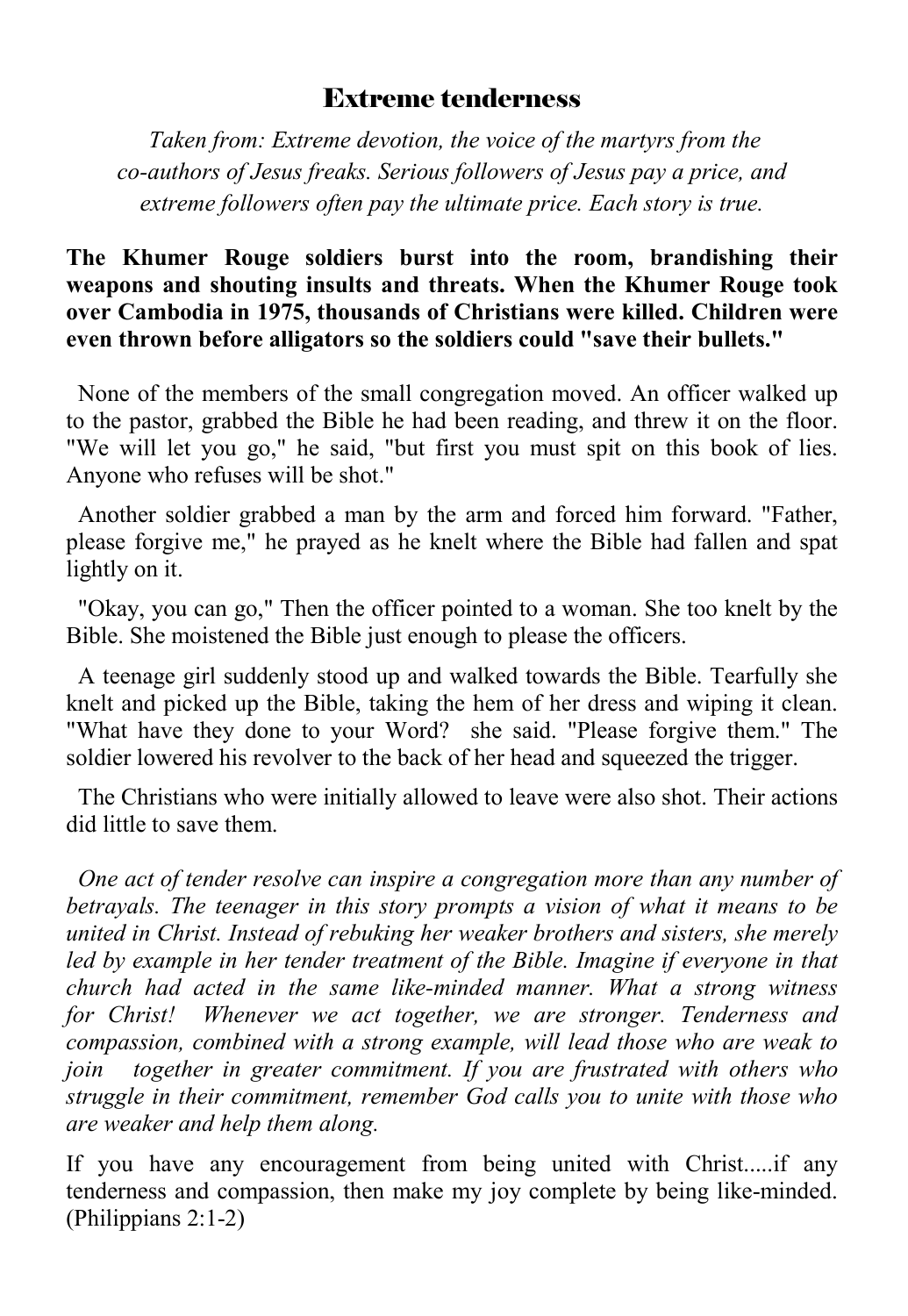## Extreme tenderness

*Taken from: Extreme devotion, the voice of the martyrs from the co-authors of Jesus freaks. Serious followers of Jesus pay a price, and extreme followers often pay the ultimate price. Each story is true.*

**The Khumer Rouge soldiers burst into the room, brandishing their weapons and shouting insults and threats. When the Khumer Rouge took over Cambodia in 1975, thousands of Christians were killed. Children were even thrown before alligators so the soldiers could "save their bullets."**

None of the members of the small congregation moved. An officer walked up to the pastor, grabbed the Bible he had been reading, and threw it on the floor. "We will let you go," he said, "but first you must spit on this book of lies. Anyone who refuses will be shot."

Another soldier grabbed a man by the arm and forced him forward. "Father, please forgive me," he prayed as he knelt where the Bible had fallen and spat lightly on it.

"Okay, you can go," Then the officer pointed to a woman. She too knelt by the Bible. She moistened the Bible just enough to please the officers.

A teenage girl suddenly stood up and walked towards the Bible. Tearfully she knelt and picked up the Bible, taking the hem of her dress and wiping it clean. "What have they done to your Word? she said. "Please forgive them." The soldier lowered his revolver to the back of her head and squeezed the trigger.

The Christians who were initially allowed to leave were also shot. Their actions did little to save them.

*One act of tender resolve can inspire a congregation more than any number of betrayals. The teenager in this story prompts a vision of what it means to be united in Christ. Instead of rebuking her weaker brothers and sisters, she merely led by example in her tender treatment of the Bible. Imagine if everyone in that church had acted in the same like-minded manner. What a strong witness for Christ! Whenever we act together, we are stronger. Tenderness and compassion, combined with a strong example, will lead those who are weak to join together in greater commitment. If you are frustrated with others who struggle in their commitment, remember God calls you to unite with those who are weaker and help them along.*

If you have any encouragement from being united with Christ.....if any tenderness and compassion, then make my joy complete by being like-minded. (Philippians 2:1-2)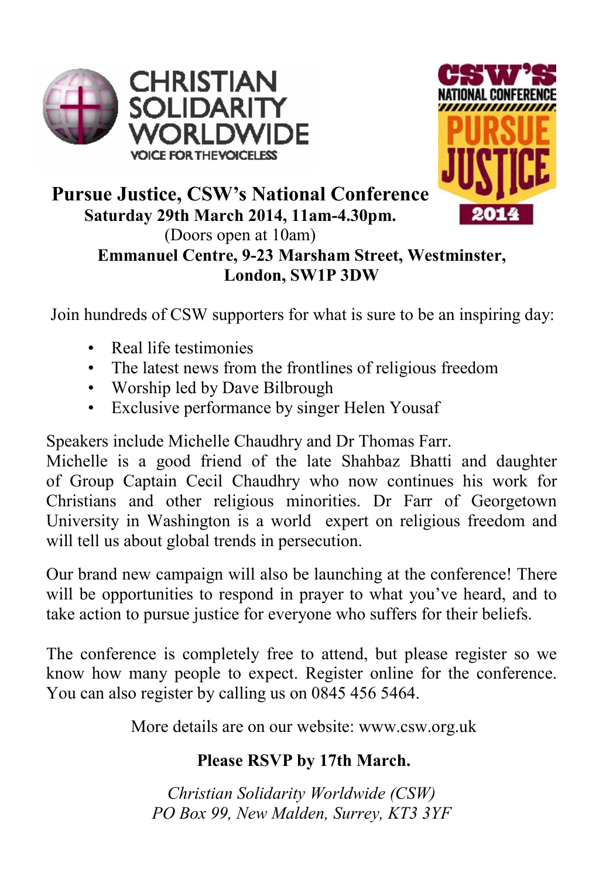**CHRISTIAN SOLIDARITY WORLDWIDE**
VOICE FOR THE VOICELESS

**CSW'S NATIONAL CONFERENCE PURSUE JUSTICE 2014**

# Pursue Justice, CSW's National Conference

**Saturday 29th March 2014, 11am-4.30pm.**

(Doors open at 10am)

**Emmanuel Centre, 9-23 Marsham Street, Westminster, London, SW1P 3DW**

Join hundreds of CSW supporters for what is sure to be an inspiring day:

- Real life testimonies
- The latest news from the frontlines of religious freedom
- Worship led by Dave Bilbrough
- Exclusive performance by singer Helen Yousaf

Speakers include Michelle Chaudhry and Dr Thomas Farr.
Michelle is a good friend of the late Shahbaz Bhatti and daughter of Group Captain Cecil Chaudhry who now continues his work for Christians and other religious minorities. Dr Farr of Georgetown University in Washington is a world expert on religious freedom and will tell us about global trends in persecution.

Our brand new campaign will also be launching at the conference! There will be opportunities to respond in prayer to what you've heard, and to take action to pursue justice for everyone who suffers for their beliefs.

The conference is completely free to attend, but please register so we know how many people to expect. Register online for the conference. You can also register by calling us on 0845 456 5464.

More details are on our website: www.csw.org.uk

**Please RSVP by 17th March.**

*Christian Solidarity Worldwide (CSW)*
*PO Box 99, New Malden, Surrey, KT3 3YF*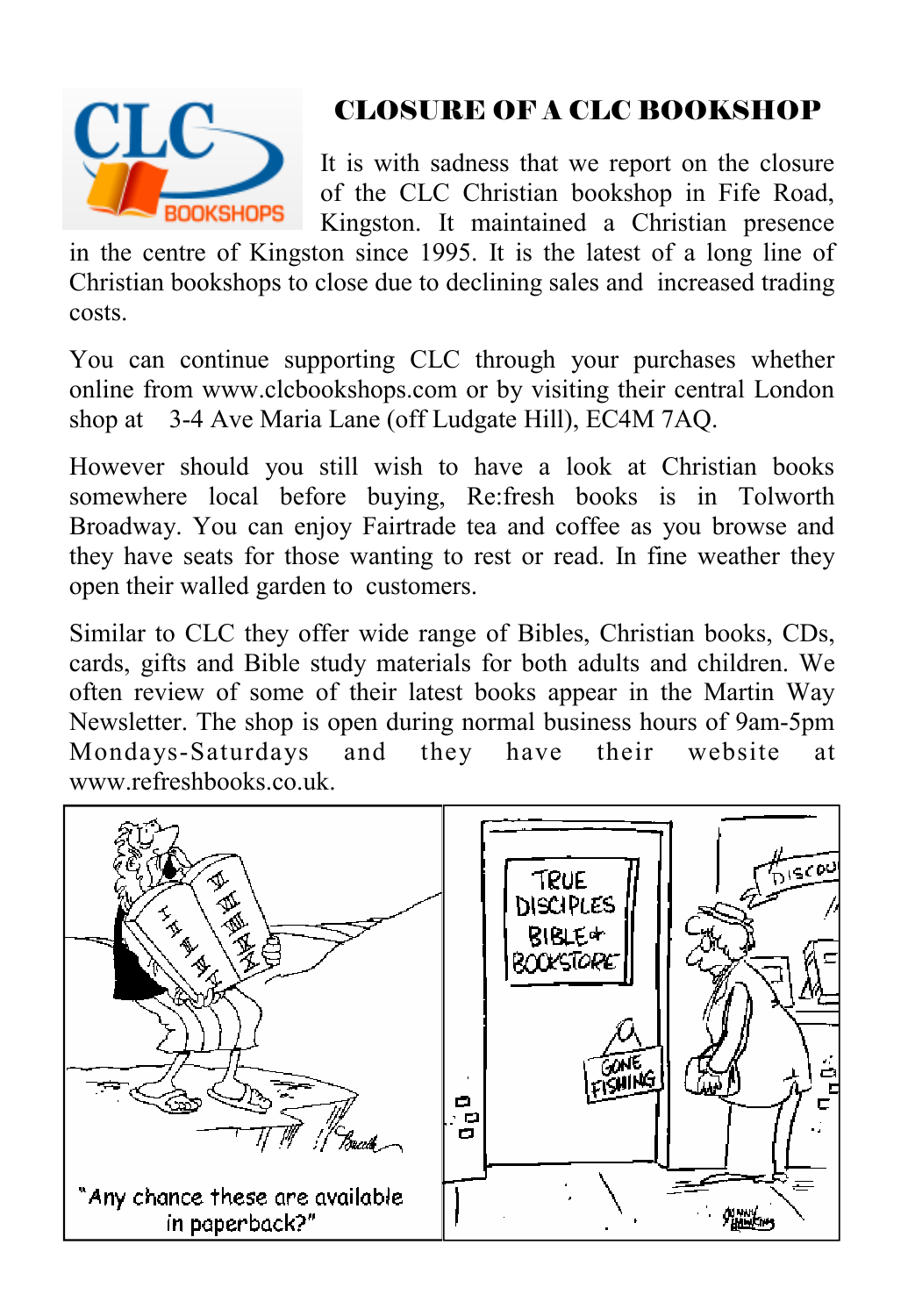# CLOSURE OF A CLC BOOKSHOP

It is with sadness that we report on the closure of the CLC Christian bookshop in Fife Road, Kingston. It maintained a Christian presence in the centre of Kingston since 1995. It is the latest of a long line of Christian bookshops to close due to declining sales and increased trading costs.

You can continue supporting CLC through your purchases whether online from www.clcbookshops.com or by visiting their central London shop at 3-4 Ave Maria Lane (off Ludgate Hill), EC4M 7AQ.

However should you still wish to have a look at Christian books somewhere local before buying, Re:fresh books is in Tolworth Broadway. You can enjoy Fairtrade tea and coffee as you browse and they have seats for those wanting to rest or read. In fine weather they open their walled garden to customers.

Similar to CLC they offer wide range of Bibles, Christian books, CDs, cards, gifts and Bible study materials for both adults and children. We often review of some of their latest books appear in the Martin Way Newsletter. The shop is open during normal business hours of 9am-5pm Mondays-Saturdays and they have their website at www.refreshbooks.co.uk.

"Any chance these are available in paperback?"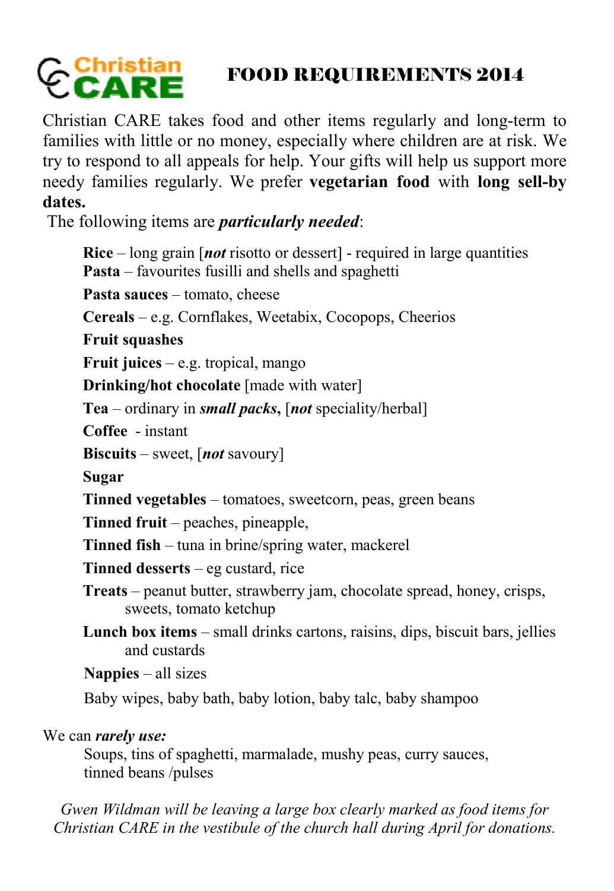# Christian CARE — FOOD REQUIREMENTS 2014

Christian CARE takes food and other items regularly and long-term to families with little or no money, especially where children are at risk. We try to respond to all appeals for help. Your gifts will help us support more needy families regularly. We prefer **vegetarian food** with **long sell-by dates.**

The following items are ***particularly needed***:

- **Rice** – long grain [***not*** risotto or dessert] - required in large quantities
- **Pasta** – favourites fusilli and shells and spaghetti
- **Pasta sauces** – tomato, cheese
- **Cereals** – e.g. Cornflakes, Weetabix, Cocopops, Cheerios
- **Fruit squashes**
- **Fruit juices** – e.g. tropical, mango
- **Drinking/hot chocolate** [made with water]
- **Tea** – ordinary in ***small packs*****,** [***not*** speciality/herbal]
- **Coffee** - instant
- **Biscuits** – sweet, [***not*** savoury]
- **Sugar**
- **Tinned vegetables** – tomatoes, sweetcorn, peas, green beans
- **Tinned fruit** – peaches, pineapple,
- **Tinned fish** – tuna in brine/spring water, mackerel
- **Tinned desserts** – eg custard, rice
- **Treats** – peanut butter, strawberry jam, chocolate spread, honey, crisps, sweets, tomato ketchup
- **Lunch box items** – small drinks cartons, raisins, dips, biscuit bars, jellies and custards
- **Nappies** – all sizes
- Baby wipes, baby bath, baby lotion, baby talc, baby shampoo

We can ***rarely use:***

Soups, tins of spaghetti, marmalade, mushy peas, curry sauces, tinned beans /pulses

*Gwen Wildman will be leaving a large box clearly marked as food items for Christian CARE in the vestibule of the church hall during April for donations.*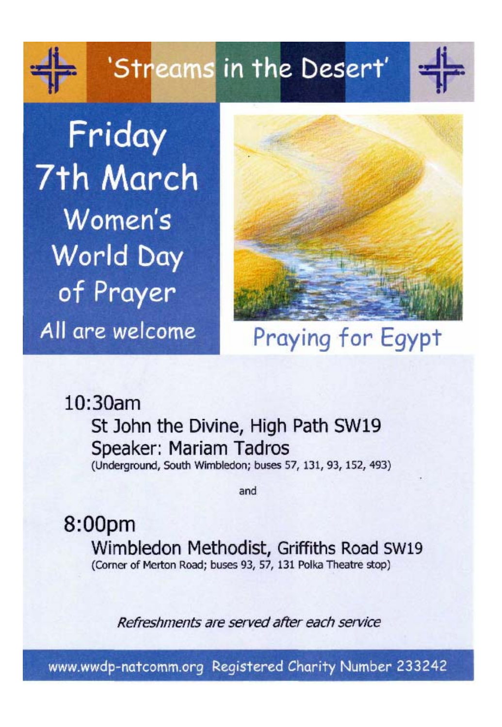# 'Streams in the Desert'

## Friday 7th March

## Women's World Day of Prayer

All are welcome

## Praying for Egypt

### 10:30am

St John the Divine, High Path SW19

Speaker: Mariam Tadros

(Underground, South Wimbledon; buses 57, 131, 93, 152, 493)

and

### 8:00pm

Wimbledon Methodist, Griffiths Road SW19

(Corner of Merton Road; buses 93, 57, 131 Polka Theatre stop)

*Refreshments are served after each service*

www.wwdp-natcomm.org Registered Charity Number 233242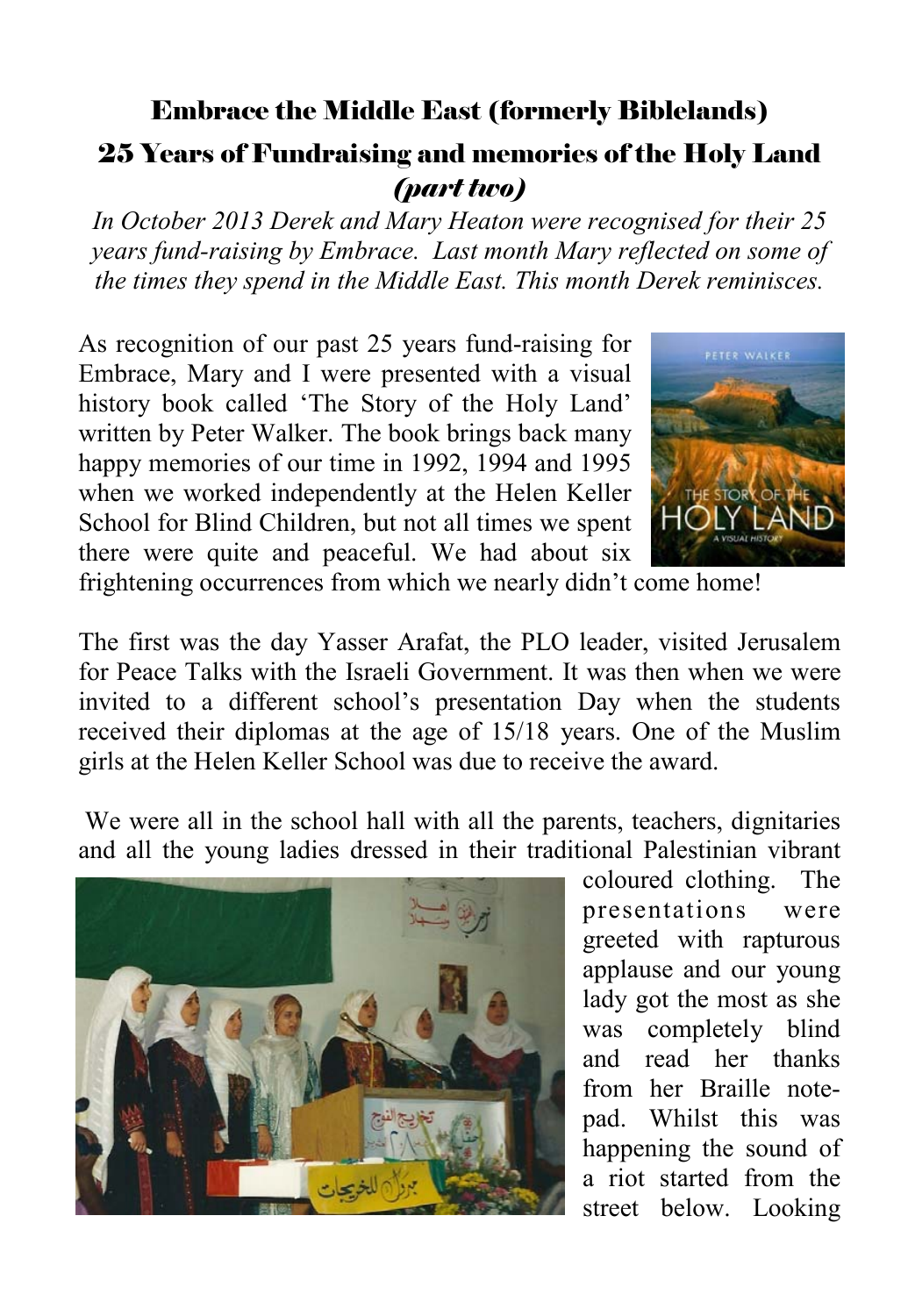## Embrace the Middle East (formerly Biblelands)

## 25 Years of Fundraising and memories of the Holy Land *(part two)*

*In October 2013 Derek and Mary Heaton were recognised for their 25 years fund-raising by Embrace. Last month Mary reflected on some of the times they spend in the Middle East. This month Derek reminisces.*

As recognition of our past 25 years fund-raising for Embrace, Mary and I were presented with a visual history book called 'The Story of the Holy Land' written by Peter Walker. The book brings back many happy memories of our time in 1992, 1994 and 1995 when we worked independently at the Helen Keller School for Blind Children, but not all times we spent there were quite and peaceful. We had about six frightening occurrences from which we nearly didn't come home!

The first was the day Yasser Arafat, the PLO leader, visited Jerusalem for Peace Talks with the Israeli Government. It was then when we were invited to a different school's presentation Day when the students received their diplomas at the age of 15/18 years. One of the Muslim girls at the Helen Keller School was due to receive the award.

We were all in the school hall with all the parents, teachers, dignitaries and all the young ladies dressed in their traditional Palestinian vibrant coloured clothing. The presentations were greeted with rapturous applause and our young lady got the most as she was completely blind and read her thanks from her Braille note-pad. Whilst this was happening the sound of a riot started from the street below. Looking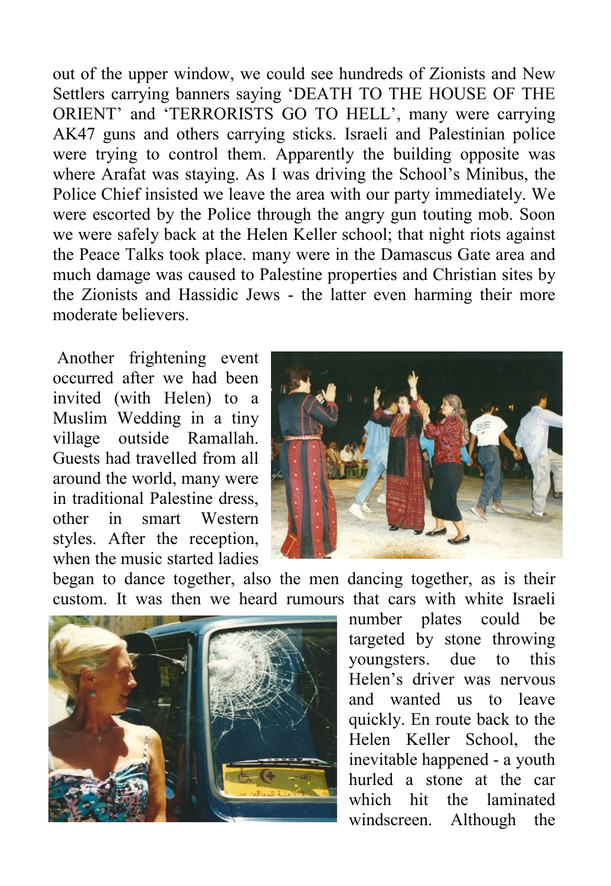out of the upper window, we could see hundreds of Zionists and New Settlers carrying banners saying 'DEATH TO THE HOUSE OF THE ORIENT' and 'TERRORISTS GO TO HELL', many were carrying AK47 guns and others carrying sticks. Israeli and Palestinian police were trying to control them. Apparently the building opposite was where Arafat was staying. As I was driving the School's Minibus, the Police Chief insisted we leave the area with our party immediately. We were escorted by the Police through the angry gun touting mob. Soon we were safely back at the Helen Keller school; that night riots against the Peace Talks took place. many were in the Damascus Gate area and much damage was caused to Palestine properties and Christian sites by the Zionists and Hassidic Jews - the latter even harming their more moderate believers.

Another frightening event occurred after we had been invited (with Helen) to a Muslim Wedding in a tiny village outside Ramallah. Guests had travelled from all around the world, many were in traditional Palestine dress, other in smart Western styles. After the reception, when the music started ladies began to dance together, also the men dancing together, as is their custom. It was then we heard rumours that cars with white Israeli number plates could be targeted by stone throwing youngsters. due to this Helen's driver was nervous and wanted us to leave quickly. En route back to the Helen Keller School, the inevitable happened - a youth hurled a stone at the car which hit the laminated windscreen. Although the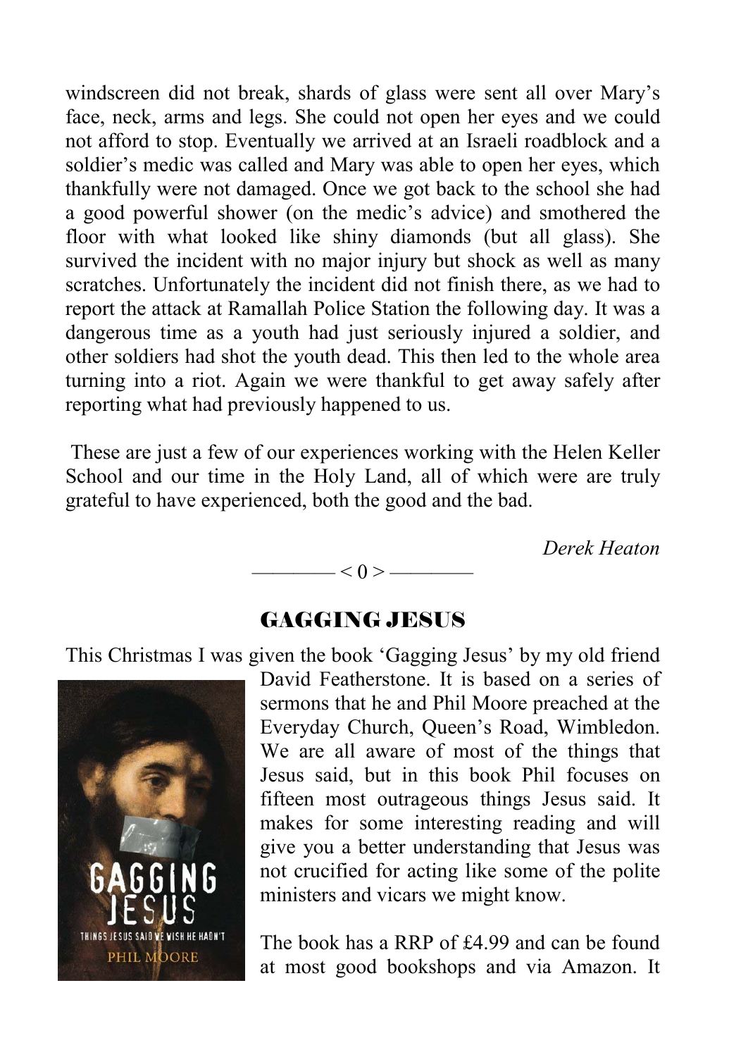windscreen did not break, shards of glass were sent all over Mary's face, neck, arms and legs. She could not open her eyes and we could not afford to stop. Eventually we arrived at an Israeli roadblock and a soldier's medic was called and Mary was able to open her eyes, which thankfully were not damaged. Once we got back to the school she had a good powerful shower (on the medic's advice) and smothered the floor with what looked like shiny diamonds (but all glass). She survived the incident with no major injury but shock as well as many scratches. Unfortunately the incident did not finish there, as we had to report the attack at Ramallah Police Station the following day. It was a dangerous time as a youth had just seriously injured a soldier, and other soldiers had shot the youth dead. This then led to the whole area turning into a riot. Again we were thankful to get away safely after reporting what had previously happened to us.

These are just a few of our experiences working with the Helen Keller School and our time in the Holy Land, all of which were are truly grateful to have experienced, both the good and the bad.

*Derek Heaton*

———— < 0 > ————

## GAGGING JESUS

This Christmas I was given the book 'Gagging Jesus' by my old friend David Featherstone. It is based on a series of sermons that he and Phil Moore preached at the Everyday Church, Queen's Road, Wimbledon. We are all aware of most of the things that Jesus said, but in this book Phil focuses on fifteen most outrageous things Jesus said. It makes for some interesting reading and will give you a better understanding that Jesus was not crucified for acting like some of the polite ministers and vicars we might know.

GAGGING JESUS
THINGS JESUS SAID WE WISH HE HADN'T
PHIL MOORE

The book has a RRP of £4.99 and can be found at most good bookshops and via Amazon. It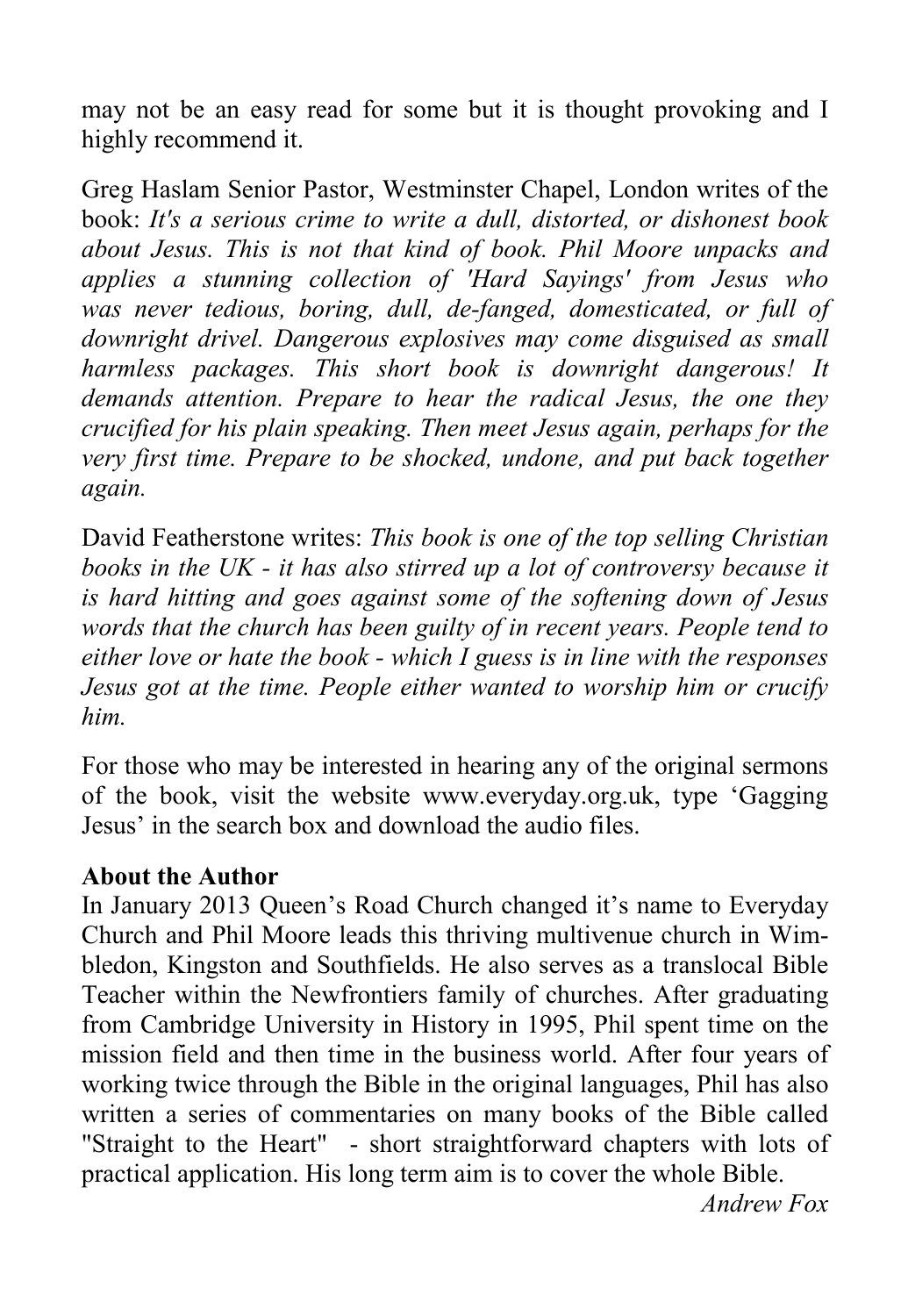may not be an easy read for some but it is thought provoking and I highly recommend it.

Greg Haslam Senior Pastor, Westminster Chapel, London writes of the book: *It's a serious crime to write a dull, distorted, or dishonest book about Jesus. This is not that kind of book. Phil Moore unpacks and applies a stunning collection of 'Hard Sayings' from Jesus who was never tedious, boring, dull, de-fanged, domesticated, or full of downright drivel. Dangerous explosives may come disguised as small harmless packages. This short book is downright dangerous! It demands attention. Prepare to hear the radical Jesus, the one they crucified for his plain speaking. Then meet Jesus again, perhaps for the very first time. Prepare to be shocked, undone, and put back together again.*

David Featherstone writes: *This book is one of the top selling Christian books in the UK - it has also stirred up a lot of controversy because it is hard hitting and goes against some of the softening down of Jesus words that the church has been guilty of in recent years. People tend to either love or hate the book - which I guess is in line with the responses Jesus got at the time. People either wanted to worship him or crucify him.*

For those who may be interested in hearing any of the original sermons of the book, visit the website www.everyday.org.uk, type 'Gagging Jesus' in the search box and download the audio files.

**About the Author**

In January 2013 Queen's Road Church changed it's name to Everyday Church and Phil Moore leads this thriving multivenue church in Wimbledon, Kingston and Southfields. He also serves as a translocal Bible Teacher within the Newfrontiers family of churches. After graduating from Cambridge University in History in 1995, Phil spent time on the mission field and then time in the business world. After four years of working twice through the Bible in the original languages, Phil has also written a series of commentaries on many books of the Bible called "Straight to the Heart" - short straightforward chapters with lots of practical application. His long term aim is to cover the whole Bible.

*Andrew Fox*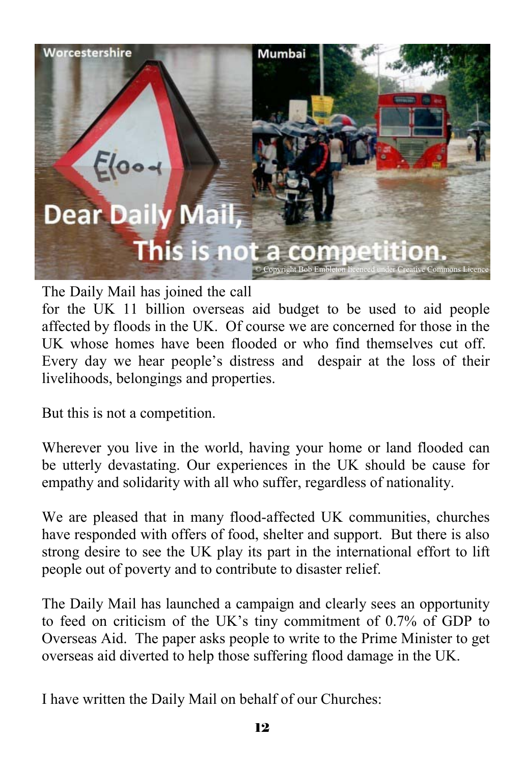The Daily Mail has joined the call for the UK 11 billion overseas aid budget to be used to aid people affected by floods in the UK. Of course we are concerned for those in the UK whose homes have been flooded or who find themselves cut off. Every day we hear people's distress and despair at the loss of their livelihoods, belongings and properties.

But this is not a competition.

Wherever you live in the world, having your home or land flooded can be utterly devastating. Our experiences in the UK should be cause for empathy and solidarity with all who suffer, regardless of nationality.

We are pleased that in many flood-affected UK communities, churches have responded with offers of food, shelter and support. But there is also strong desire to see the UK play its part in the international effort to lift people out of poverty and to contribute to disaster relief.

The Daily Mail has launched a campaign and clearly sees an opportunity to feed on criticism of the UK's tiny commitment of 0.7% of GDP to Overseas Aid. The paper asks people to write to the Prime Minister to get overseas aid diverted to help those suffering flood damage in the UK.

I have written the Daily Mail on behalf of our Churches: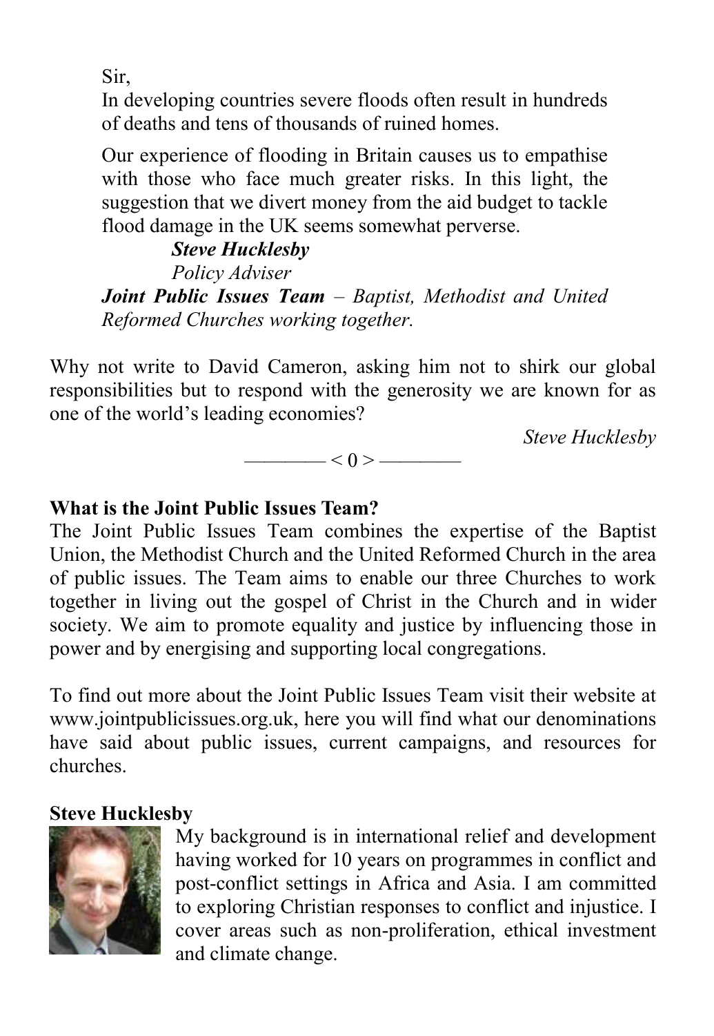Sir,

In developing countries severe floods often result in hundreds of deaths and tens of thousands of ruined homes.

Our experience of flooding in Britain causes us to empathise with those who face much greater risks. In this light, the suggestion that we divert money from the aid budget to tackle flood damage in the UK seems somewhat perverse.

***Steve Hucklesby***
*Policy Adviser*
***Joint Public Issues Team*** *– Baptist, Methodist and United Reformed Churches working together.*

Why not write to David Cameron, asking him not to shirk our global responsibilities but to respond with the generosity we are known for as one of the world's leading economies?

*Steve Hucklesby*

———— < 0 > ————

**What is the Joint Public Issues Team?**

The Joint Public Issues Team combines the expertise of the Baptist Union, the Methodist Church and the United Reformed Church in the area of public issues. The Team aims to enable our three Churches to work together in living out the gospel of Christ in the Church and in wider society. We aim to promote equality and justice by influencing those in power and by energising and supporting local congregations.

To find out more about the Joint Public Issues Team visit their website at www.jointpublicissues.org.uk, here you will find what our denominations have said about public issues, current campaigns, and resources for churches.

**Steve Hucklesby**

My background is in international relief and development having worked for 10 years on programmes in conflict and post-conflict settings in Africa and Asia. I am committed to exploring Christian responses to conflict and injustice. I cover areas such as non-proliferation, ethical investment and climate change.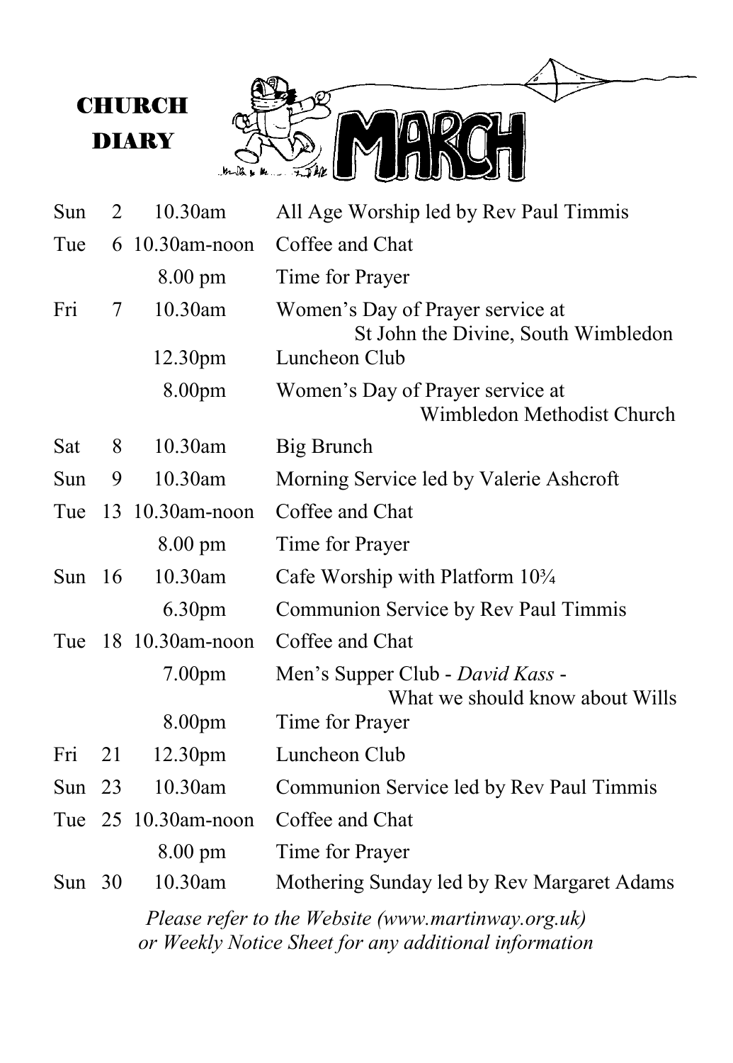# CHURCH DIARY

## MARCH

| | | | |
|---|---|---|---|
| Sun | 2 | 10.30am | All Age Worship led by Rev Paul Timmis |
| Tue | 6 | 10.30am-noon | Coffee and Chat |
| | | 8.00 pm | Time for Prayer |
| Fri | 7 | 10.30am | Women's Day of Prayer service at St John the Divine, South Wimbledon |
| | | 12.30pm | Luncheon Club |
| | | 8.00pm | Women's Day of Prayer service at Wimbledon Methodist Church |
| Sat | 8 | 10.30am | Big Brunch |
| Sun | 9 | 10.30am | Morning Service led by Valerie Ashcroft |
| Tue | 13 | 10.30am-noon | Coffee and Chat |
| | | 8.00 pm | Time for Prayer |
| Sun | 16 | 10.30am | Cafe Worship with Platform 10¾ |
| | | 6.30pm | Communion Service by Rev Paul Timmis |
| Tue | 18 | 10.30am-noon | Coffee and Chat |
| | | 7.00pm | Men's Supper Club - *David Kass* - What we should know about Wills |
| | | 8.00pm | Time for Prayer |
| Fri | 21 | 12.30pm | Luncheon Club |
| Sun | 23 | 10.30am | Communion Service led by Rev Paul Timmis |
| Tue | 25 | 10.30am-noon | Coffee and Chat |
| | | 8.00 pm | Time for Prayer |
| Sun | 30 | 10.30am | Mothering Sunday led by Rev Margaret Adams |

*Please refer to the Website (www.martinway.org.uk) or Weekly Notice Sheet for any additional information*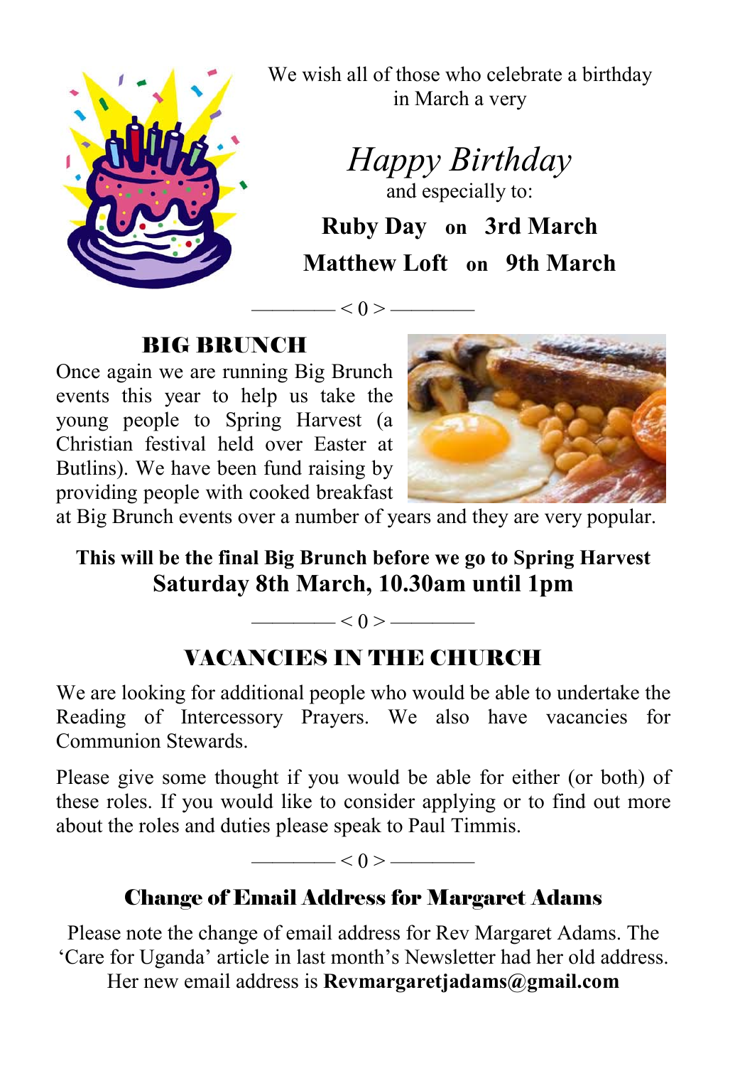We wish all of those who celebrate a birthday in March a very

*Happy Birthday*

and especially to:

**Ruby Day on 3rd March**

**Matthew Loft on 9th March**

———— < 0 > ————

## BIG BRUNCH

Once again we are running Big Brunch events this year to help us take the young people to Spring Harvest (a Christian festival held over Easter at Butlins). We have been fund raising by providing people with cooked breakfast at Big Brunch events over a number of years and they are very popular.

**This will be the final Big Brunch before we go to Spring Harvest**

**Saturday 8th March, 10.30am until 1pm**

———— < 0 > ————

## VACANCIES IN THE CHURCH

We are looking for additional people who would be able to undertake the Reading of Intercessory Prayers. We also have vacancies for Communion Stewards.

Please give some thought if you would be able for either (or both) of these roles. If you would like to consider applying or to find out more about the roles and duties please speak to Paul Timmis.

———— < 0 > ————

## Change of Email Address for Margaret Adams

Please note the change of email address for Rev Margaret Adams. The 'Care for Uganda' article in last month's Newsletter had her old address. Her new email address is **Revmargaretjadams@gmail.com**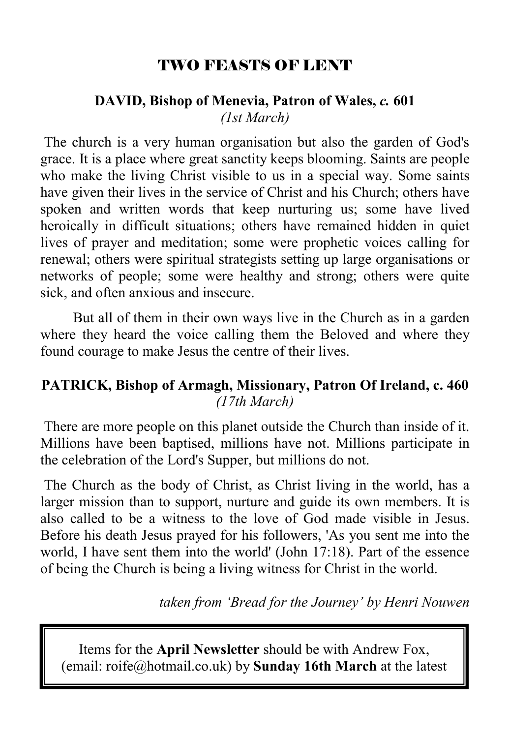# TWO FEASTS OF LENT

## DAVID, Bishop of Menevia, Patron of Wales, *c.* 601

*(1st March)*

The church is a very human organisation but also the garden of God's grace. It is a place where great sanctity keeps blooming. Saints are people who make the living Christ visible to us in a special way. Some saints have given their lives in the service of Christ and his Church; others have spoken and written words that keep nurturing us; some have lived heroically in difficult situations; others have remained hidden in quiet lives of prayer and meditation; some were prophetic voices calling for renewal; others were spiritual strategists setting up large organisations or networks of people; some were healthy and strong; others were quite sick, and often anxious and insecure.

But all of them in their own ways live in the Church as in a garden where they heard the voice calling them the Beloved and where they found courage to make Jesus the centre of their lives.

## PATRICK, Bishop of Armagh, Missionary, Patron Of Ireland, c. 460

*(17th March)*

There are more people on this planet outside the Church than inside of it. Millions have been baptised, millions have not. Millions participate in the celebration of the Lord's Supper, but millions do not.

The Church as the body of Christ, as Christ living in the world, has a larger mission than to support, nurture and guide its own members. It is also called to be a witness to the love of God made visible in Jesus. Before his death Jesus prayed for his followers, 'As you sent me into the world, I have sent them into the world' (John 17:18). Part of the essence of being the Church is being a living witness for Christ in the world.

*taken from 'Bread for the Journey' by Henri Nouwen*

Items for the **April Newsletter** should be with Andrew Fox, (email: roife@hotmail.co.uk) by **Sunday 16th March** at the latest